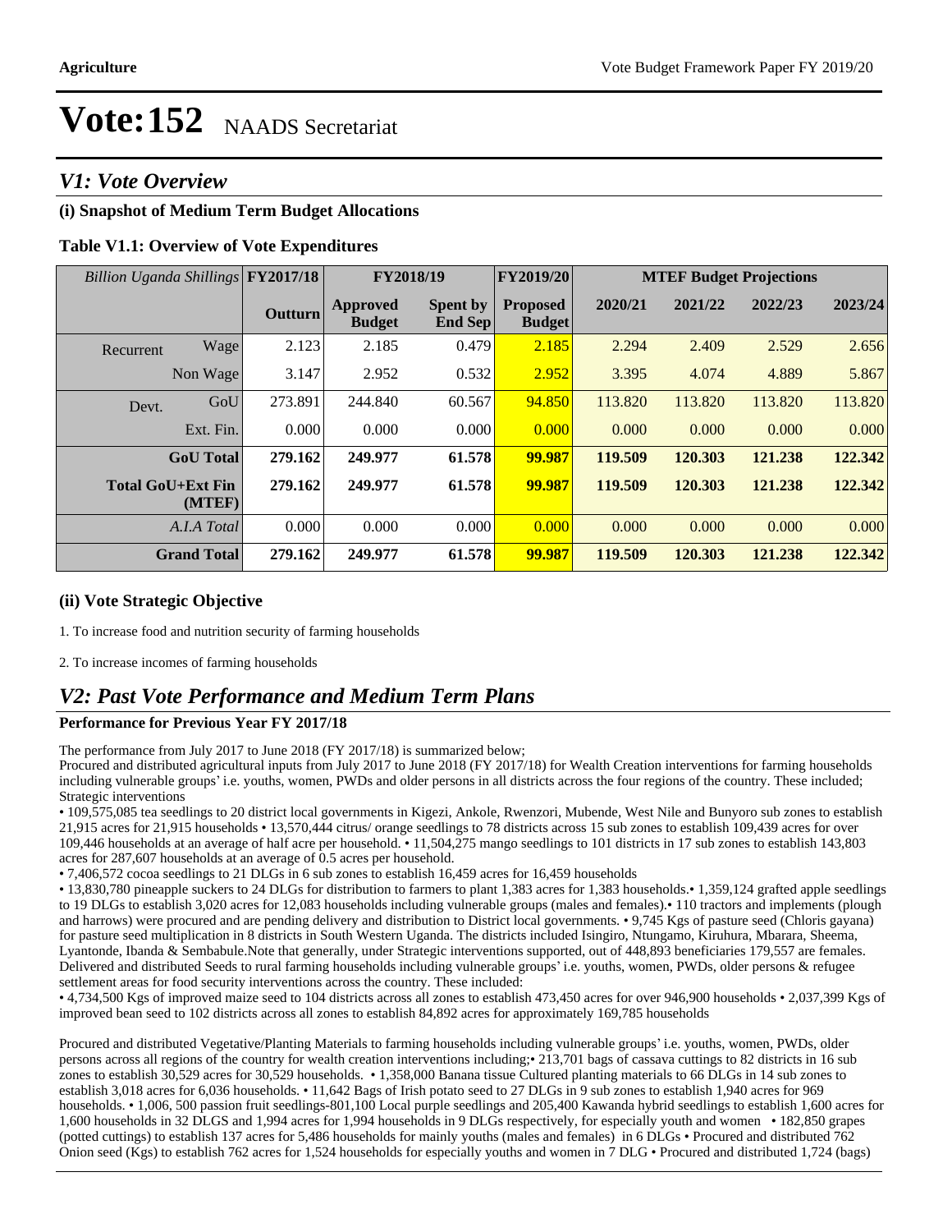# Vote:152 NAADS Secretariat

## V1: Vote Overview

### (i) Snapshot of Medium Term Budget Allocations

**Table V1.1: Overview of Vote Expenditures**

| *Billion Uganda Shillings* | | FY2017/18 | FY2018/19 | | FY2019/20 | MTEF Budget Projections | | | |
|---|---|---|---|---|---|---|---|---|---|
| | | **Outturn** | **Approved Budget** | **Spent by End Sep** | **Proposed Budget** | **2020/21** | **2021/22** | **2022/23** | **2023/24** |
| Recurrent | Wage | 2.123 | 2.185 | 0.479 | 2.185 | 2.294 | 2.409 | 2.529 | 2.656 |
| | Non Wage | 3.147 | 2.952 | 0.532 | 2.952 | 3.395 | 4.074 | 4.889 | 5.867 |
| Devt. | GoU | 273.891 | 244.840 | 60.567 | 94.850 | 113.820 | 113.820 | 113.820 | 113.820 |
| | Ext. Fin. | 0.000 | 0.000 | 0.000 | 0.000 | 0.000 | 0.000 | 0.000 | 0.000 |
| | **GoU Total** | **279.162** | **249.977** | **61.578** | **99.987** | **119.509** | **120.303** | **121.238** | **122.342** |
| | **Total GoU+Ext Fin (MTEF)** | **279.162** | **249.977** | **61.578** | **99.987** | **119.509** | **120.303** | **121.238** | **122.342** |
| | *A.I.A Total* | 0.000 | 0.000 | 0.000 | 0.000 | 0.000 | 0.000 | 0.000 | 0.000 |
| | **Grand Total** | **279.162** | **249.977** | **61.578** | **99.987** | **119.509** | **120.303** | **121.238** | **122.342** |

### (ii) Vote Strategic Objective

1. To increase food and nutrition security of farming households

2. To increase incomes of farming households

## V2: Past Vote Performance and Medium Term Plans

**Performance for Previous Year FY 2017/18**

The performance from July 2017 to June 2018 (FY 2017/18) is summarized below;
Procured and distributed agricultural inputs from July 2017 to June 2018 (FY 2017/18) for Wealth Creation interventions for farming households including vulnerable groups' i.e. youths, women, PWDs and older persons in all districts across the four regions of the country. These included;
Strategic interventions

• 109,575,085 tea seedlings to 20 district local governments in Kigezi, Ankole, Rwenzori, Mubende, West Nile and Bunyoro sub zones to establish 21,915 acres for 21,915 households • 13,570,444 citrus/ orange seedlings to 78 districts across 15 sub zones to establish 109,439 acres for over 109,446 households at an average of half acre per household. • 11,504,275 mango seedlings to 101 districts in 17 sub zones to establish 143,803 acres for 287,607 households at an average of 0.5 acres per household.
• 7,406,572 cocoa seedlings to 21 DLGs in 6 sub zones to establish 16,459 acres for 16,459 households
• 13,830,780 pineapple suckers to 24 DLGs for distribution to farmers to plant 1,383 acres for 1,383 households.• 1,359,124 grafted apple seedlings to 19 DLGs to establish 3,020 acres for 12,083 households including vulnerable groups (males and females).• 110 tractors and implements (plough and harrows) were procured and are pending delivery and distribution to District local governments. • 9,745 Kgs of pasture seed (Chloris gayana) for pasture seed multiplication in 8 districts in South Western Uganda. The districts included Isingiro, Ntungamo, Kiruhura, Mbarara, Sheema, Lyantonde, Ibanda & Sembabule.Note that generally, under Strategic interventions supported, out of 448,893 beneficiaries 179,557 are females.
Delivered and distributed Seeds to rural farming households including vulnerable groups' i.e. youths, women, PWDs, older persons & refugee settlement areas for food security interventions across the country. These included:
• 4,734,500 Kgs of improved maize seed to 104 districts across all zones to establish 473,450 acres for over 946,900 households • 2,037,399 Kgs of improved bean seed to 102 districts across all zones to establish 84,892 acres for approximately 169,785 households

Procured and distributed Vegetative/Planting Materials to farming households including vulnerable groups' i.e. youths, women, PWDs, older persons across all regions of the country for wealth creation interventions including;• 213,701 bags of cassava cuttings to 82 districts in 16 sub zones to establish 30,529 acres for 30,529 households. • 1,358,000 Banana tissue Cultured planting materials to 66 DLGs in 14 sub zones to establish 3,018 acres for 6,036 households. • 11,642 Bags of Irish potato seed to 27 DLGs in 9 sub zones to establish 1,940 acres for 969 households. • 1,006, 500 passion fruit seedlings-801,100 Local purple seedlings and 205,400 Kawanda hybrid seedlings to establish 1,600 acres for 1,600 households in 32 DLGS and 1,994 acres for 1,994 households in 9 DLGs respectively, for especially youth and women • 182,850 grapes (potted cuttings) to establish 137 acres for 5,486 households for mainly youths (males and females) in 6 DLGs • Procured and distributed 762 Onion seed (Kgs) to establish 762 acres for 1,524 households for especially youths and women in 7 DLG • Procured and distributed 1,724 (bags)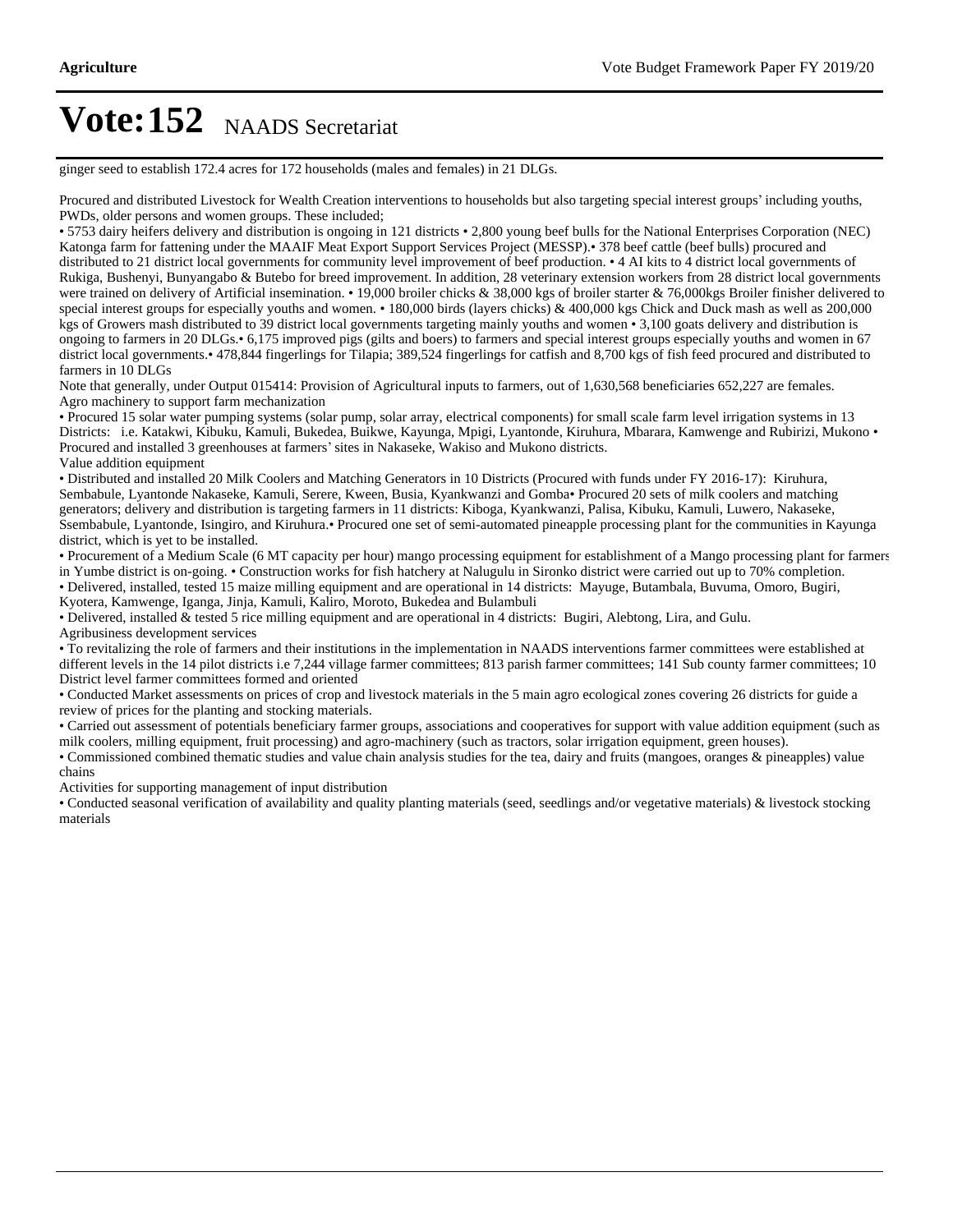# Vote:152 NAADS Secretariat

ginger seed to establish 172.4 acres for 172 households (males and females) in 21 DLGs.

Procured and distributed Livestock for Wealth Creation interventions to households but also targeting special interest groups' including youths, PWDs, older persons and women groups. These included;

• 5753 dairy heifers delivery and distribution is ongoing in 121 districts • 2,800 young beef bulls for the National Enterprises Corporation (NEC) Katonga farm for fattening under the MAAIF Meat Export Support Services Project (MESSP).• 378 beef cattle (beef bulls) procured and distributed to 21 district local governments for community level improvement of beef production. • 4 AI kits to 4 district local governments of Rukiga, Bushenyi, Bunyangabo & Butebo for breed improvement. In addition, 28 veterinary extension workers from 28 district local governments were trained on delivery of Artificial insemination. • 19,000 broiler chicks & 38,000 kgs of broiler starter & 76,000kgs Broiler finisher delivered to special interest groups for especially youths and women. • 180,000 birds (layers chicks) & 400,000 kgs Chick and Duck mash as well as 200,000 kgs of Growers mash distributed to 39 district local governments targeting mainly youths and women • 3,100 goats delivery and distribution is ongoing to farmers in 20 DLGs.• 6,175 improved pigs (gilts and boers) to farmers and special interest groups especially youths and women in 67 district local governments.• 478,844 fingerlings for Tilapia; 389,524 fingerlings for catfish and 8,700 kgs of fish feed procured and distributed to farmers in 10 DLGs

Note that generally, under Output 015414: Provision of Agricultural inputs to farmers, out of 1,630,568 beneficiaries 652,227 are females.

Agro machinery to support farm mechanization

• Procured 15 solar water pumping systems (solar pump, solar array, electrical components) for small scale farm level irrigation systems in 13 Districts: i.e. Katakwi, Kibuku, Kamuli, Bukedea, Buikwe, Kayunga, Mpigi, Lyantonde, Kiruhura, Mbarara, Kamwenge and Rubirizi, Mukono • Procured and installed 3 greenhouses at farmers' sites in Nakaseke, Wakiso and Mukono districts.

Value addition equipment

• Distributed and installed 20 Milk Coolers and Matching Generators in 10 Districts (Procured with funds under FY 2016-17): Kiruhura, Sembabule, Lyantonde Nakaseke, Kamuli, Serere, Kween, Busia, Kyankwanzi and Gomba• Procured 20 sets of milk coolers and matching generators; delivery and distribution is targeting farmers in 11 districts: Kiboga, Kyankwanzi, Palisa, Kibuku, Kamuli, Luwero, Nakaseke, Ssembabule, Lyantonde, Isingiro, and Kiruhura.• Procured one set of semi-automated pineapple processing plant for the communities in Kayunga district, which is yet to be installed.

• Procurement of a Medium Scale (6 MT capacity per hour) mango processing equipment for establishment of a Mango processing plant for farmers in Yumbe district is on-going. • Construction works for fish hatchery at Nalugulu in Sironko district were carried out up to 70% completion.

• Delivered, installed, tested 15 maize milling equipment and are operational in 14 districts: Mayuge, Butambala, Buvuma, Omoro, Bugiri, Kyotera, Kamwenge, Iganga, Jinja, Kamuli, Kaliro, Moroto, Bukedea and Bulambuli

• Delivered, installed & tested 5 rice milling equipment and are operational in 4 districts: Bugiri, Alebtong, Lira, and Gulu.

Agribusiness development services

• To revitalizing the role of farmers and their institutions in the implementation in NAADS interventions farmer committees were established at different levels in the 14 pilot districts i.e 7,244 village farmer committees; 813 parish farmer committees; 141 Sub county farmer committees; 10 District level farmer committees formed and oriented

• Conducted Market assessments on prices of crop and livestock materials in the 5 main agro ecological zones covering 26 districts for guide a review of prices for the planting and stocking materials.

• Carried out assessment of potentials beneficiary farmer groups, associations and cooperatives for support with value addition equipment (such as milk coolers, milling equipment, fruit processing) and agro-machinery (such as tractors, solar irrigation equipment, green houses).

• Commissioned combined thematic studies and value chain analysis studies for the tea, dairy and fruits (mangoes, oranges & pineapples) value chains

Activities for supporting management of input distribution

• Conducted seasonal verification of availability and quality planting materials (seed, seedlings and/or vegetative materials) & livestock stocking materials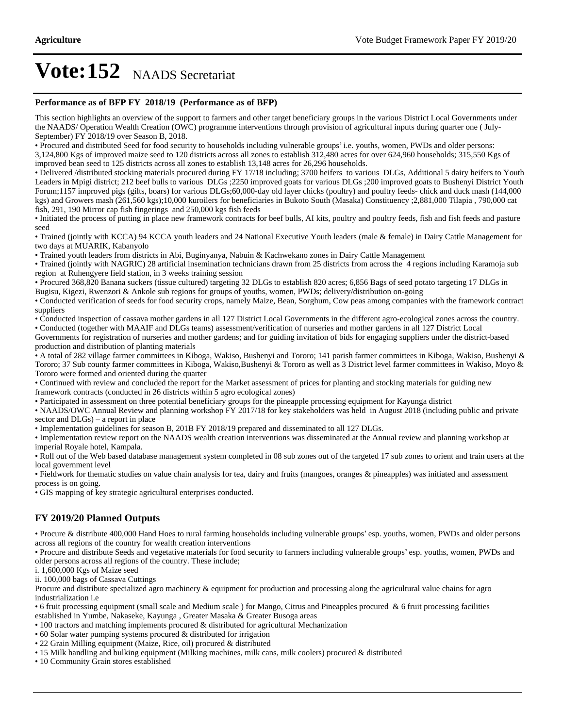# Vote:152 NAADS Secretariat

### Performance as of BFP FY 2018/19 (Performance as of BFP)

This section highlights an overview of the support to farmers and other target beneficiary groups in the various District Local Governments under the NAADS/ Operation Wealth Creation (OWC) programme interventions through provision of agricultural inputs during quarter one ( July-September) FY 2018/19 over Season B, 2018.

• Procured and distributed Seed for food security to households including vulnerable groups' i.e. youths, women, PWDs and older persons: 3,124,800 Kgs of improved maize seed to 120 districts across all zones to establish 312,480 acres for over 624,960 households; 315,550 Kgs of improved bean seed to 125 districts across all zones to establish 13,148 acres for 26,296 households.

• Delivered /distributed stocking materials procured during FY 17/18 including; 3700 heifers to various DLGs, Additional 5 dairy heifers to Youth Leaders in Mpigi district; 212 beef bulls to various DLGs ;2250 improved goats for various DLGs ;200 improved goats to Bushenyi District Youth Forum;1157 improved pigs (gilts, boars) for various DLGs;60,000-day old layer chicks (poultry) and poultry feeds- chick and duck mash (144,000 kgs) and Growers mash (261,560 kgs);10,000 kuroilers for beneficiaries in Bukoto South (Masaka) Constituency ;2,881,000 Tilapia , 790,000 cat fish, 291, 190 Mirror cap fish fingerings and 250,000 kgs fish feeds

• Initiated the process of putting in place new framework contracts for beef bulls, AI kits, poultry and poultry feeds, fish and fish feeds and pasture seed

• Trained (jointly with KCCA) 94 KCCA youth leaders and 24 National Executive Youth leaders (male & female) in Dairy Cattle Management for two days at MUARIK, Kabanyolo

• Trained youth leaders from districts in Abi, Buginyanya, Nabuin & Kachwekano zones in Dairy Cattle Management

• Trained (jointly with NAGRIC) 28 artificial insemination technicians drawn from 25 districts from across the 4 regions including Karamoja sub region at Ruhengyere field station, in 3 weeks training session

• Procured 368,820 Banana suckers (tissue cultured) targeting 32 DLGs to establish 820 acres; 6,856 Bags of seed potato targeting 17 DLGs in Bugisu, Kigezi, Rwenzori & Ankole sub regions for groups of youths, women, PWDs; delivery/distribution on-going

• Conducted verification of seeds for food security crops, namely Maize, Bean, Sorghum, Cow peas among companies with the framework contract suppliers

• Conducted inspection of cassava mother gardens in all 127 District Local Governments in the different agro-ecological zones across the country.

• Conducted (together with MAAIF and DLGs teams) assessment/verification of nurseries and mother gardens in all 127 District Local Governments for registration of nurseries and mother gardens; and for guiding invitation of bids for engaging suppliers under the district-based production and distribution of planting materials

• A total of 282 village farmer committees in Kiboga, Wakiso, Bushenyi and Tororo; 141 parish farmer committees in Kiboga, Wakiso, Bushenyi & Tororo; 37 Sub county farmer committees in Kiboga, Wakiso,Bushenyi & Tororo as well as 3 District level farmer committees in Wakiso, Moyo & Tororo were formed and oriented during the quarter

• Continued with review and concluded the report for the Market assessment of prices for planting and stocking materials for guiding new framework contracts (conducted in 26 districts within 5 agro ecological zones)

• Participated in assessment on three potential beneficiary groups for the pineapple processing equipment for Kayunga district

• NAADS/OWC Annual Review and planning workshop FY 2017/18 for key stakeholders was held in August 2018 (including public and private sector and DLGs) – a report in place

• Implementation guidelines for season B, 201B FY 2018/19 prepared and disseminated to all 127 DLGs.

• Implementation review report on the NAADS wealth creation interventions was disseminated at the Annual review and planning workshop at imperial Royale hotel, Kampala.

• Roll out of the Web based database management system completed in 08 sub zones out of the targeted 17 sub zones to orient and train users at the local government level

• Fieldwork for thematic studies on value chain analysis for tea, dairy and fruits (mangoes, oranges & pineapples) was initiated and assessment process is on going.

• GIS mapping of key strategic agricultural enterprises conducted.

## FY 2019/20 Planned Outputs

• Procure & distribute 400,000 Hand Hoes to rural farming households including vulnerable groups' esp. youths, women, PWDs and older persons across all regions of the country for wealth creation interventions

• Procure and distribute Seeds and vegetative materials for food security to farmers including vulnerable groups' esp. youths, women, PWDs and older persons across all regions of the country. These include;

i. 1,600,000 Kgs of Maize seed

ii. 100,000 bags of Cassava Cuttings

Procure and distribute specialized agro machinery & equipment for production and processing along the agricultural value chains for agro industrialization i.e

• 6 fruit processing equipment (small scale and Medium scale ) for Mango, Citrus and Pineapples procured & 6 fruit processing facilities established in Yumbe, Nakaseke, Kayunga , Greater Masaka & Greater Busoga areas

• 100 tractors and matching implements procured & distributed for agricultural Mechanization

• 60 Solar water pumping systems procured & distributed for irrigation

• 22 Grain Milling equipment (Maize, Rice, oil) procured & distributed

• 15 Milk handling and bulking equipment (Milking machines, milk cans, milk coolers) procured & distributed

• 10 Community Grain stores established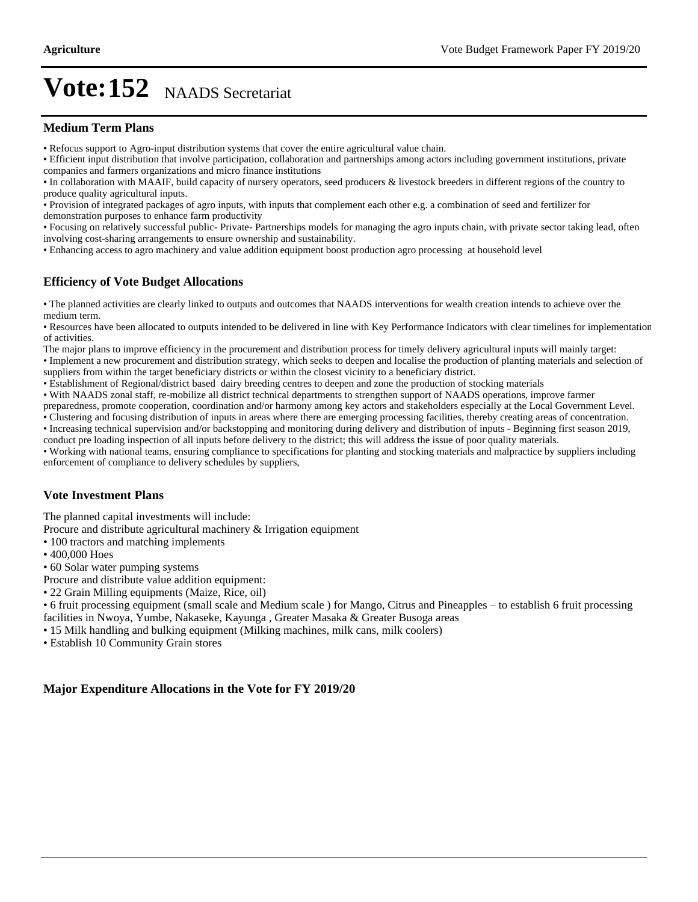# Vote:152 NAADS Secretariat

## Medium Term Plans

• Refocus support to Agro-input distribution systems that cover the entire agricultural value chain.
• Efficient input distribution that involve participation, collaboration and partnerships among actors including government institutions, private companies and farmers organizations and micro finance institutions
• In collaboration with MAAIF, build capacity of nursery operators, seed producers & livestock breeders in different regions of the country to produce quality agricultural inputs.
• Provision of integrated packages of agro inputs, with inputs that complement each other e.g. a combination of seed and fertilizer for demonstration purposes to enhance farm productivity
• Focusing on relatively successful public- Private- Partnerships models for managing the agro inputs chain, with private sector taking lead, often involving cost-sharing arrangements to ensure ownership and sustainability.
• Enhancing access to agro machinery and value addition equipment boost production agro processing at household level

## Efficiency of Vote Budget Allocations

• The planned activities are clearly linked to outputs and outcomes that NAADS interventions for wealth creation intends to achieve over the medium term.
• Resources have been allocated to outputs intended to be delivered in line with Key Performance Indicators with clear timelines for implementation of activities.
The major plans to improve efficiency in the procurement and distribution process for timely delivery agricultural inputs will mainly target:
• Implement a new procurement and distribution strategy, which seeks to deepen and localise the production of planting materials and selection of suppliers from within the target beneficiary districts or within the closest vicinity to a beneficiary district.
• Establishment of Regional/district based dairy breeding centres to deepen and zone the production of stocking materials
• With NAADS zonal staff, re-mobilize all district technical departments to strengthen support of NAADS operations, improve farmer preparedness, promote cooperation, coordination and/or harmony among key actors and stakeholders especially at the Local Government Level.
• Clustering and focusing distribution of inputs in areas where there are emerging processing facilities, thereby creating areas of concentration.
• Increasing technical supervision and/or backstopping and monitoring during delivery and distribution of inputs - Beginning first season 2019, conduct pre loading inspection of all inputs before delivery to the district; this will address the issue of poor quality materials.
• Working with national teams, ensuring compliance to specifications for planting and stocking materials and malpractice by suppliers including enforcement of compliance to delivery schedules by suppliers,

## Vote Investment Plans

The planned capital investments will include:
Procure and distribute agricultural machinery & Irrigation equipment
• 100 tractors and matching implements
• 400,000 Hoes
• 60 Solar water pumping systems
Procure and distribute value addition equipment:
• 22 Grain Milling equipments (Maize, Rice, oil)
• 6 fruit processing equipment (small scale and Medium scale ) for Mango, Citrus and Pineapples – to establish 6 fruit processing facilities in Nwoya, Yumbe, Nakaseke, Kayunga , Greater Masaka & Greater Busoga areas
• 15 Milk handling and bulking equipment (Milking machines, milk cans, milk coolers)
• Establish 10 Community Grain stores

## Major Expenditure Allocations in the Vote for FY 2019/20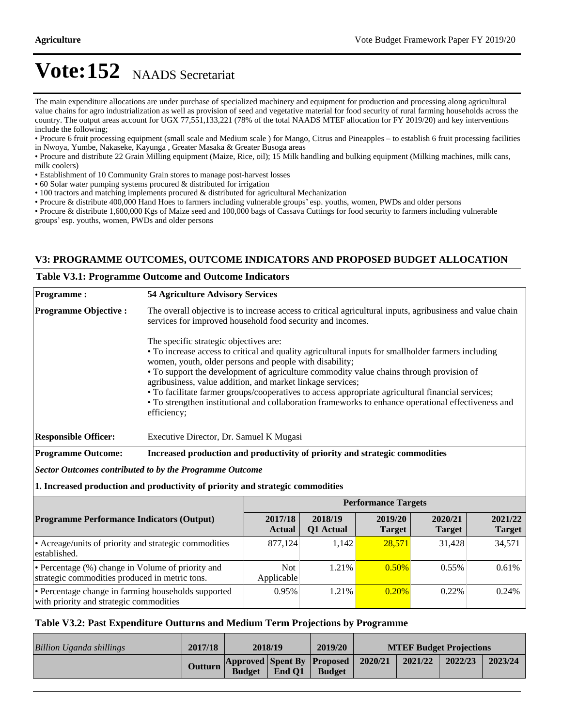# Vote:152 NAADS Secretariat

The main expenditure allocations are under purchase of specialized machinery and equipment for production and processing along agricultural value chains for agro industrialization as well as provision of seed and vegetative material for food security of rural farming households across the country. The output areas account for UGX 77,551,133,221 (78% of the total NAADS MTEF allocation for FY 2019/20) and key interventions include the following;

- Procure 6 fruit processing equipment (small scale and Medium scale ) for Mango, Citrus and Pineapples – to establish 6 fruit processing facilities in Nwoya, Yumbe, Nakaseke, Kayunga , Greater Masaka & Greater Busoga areas
- Procure and distribute 22 Grain Milling equipment (Maize, Rice, oil); 15 Milk handling and bulking equipment (Milking machines, milk cans, milk coolers)
- Establishment of 10 Community Grain stores to manage post-harvest losses
- 60 Solar water pumping systems procured & distributed for irrigation
- 100 tractors and matching implements procured & distributed for agricultural Mechanization
- Procure & distribute 400,000 Hand Hoes to farmers including vulnerable groups' esp. youths, women, PWDs and older persons
- Procure & distribute 1,600,000 Kgs of Maize seed and 100,000 bags of Cassava Cuttings for food security to farmers including vulnerable groups' esp. youths, women, PWDs and older persons

## V3: PROGRAMME OUTCOMES, OUTCOME INDICATORS AND PROPOSED BUDGET ALLOCATION

### Table V3.1: Programme Outcome and Outcome Indicators

| | |
|---|---|
| **Programme :** | **54 Agriculture Advisory Services** |
| **Programme Objective :** | The overall objective is to increase access to critical agricultural inputs, agribusiness and value chain services for improved household food security and incomes.<br><br>The specific strategic objectives are:<br>• To increase access to critical and quality agricultural inputs for smallholder farmers including women, youth, older persons and people with disability;<br>• To support the development of agriculture commodity value chains through provision of agribusiness, value addition, and market linkage services;<br>• To facilitate farmer groups/cooperatives to access appropriate agricultural financial services;<br>• To strengthen institutional and collaboration frameworks to enhance operational effectiveness and efficiency; |
| **Responsible Officer:** | Executive Director, Dr. Samuel K Mugasi |
| **Programme Outcome:** | **Increased production and productivity of priority and strategic commodities** |

***Sector Outcomes contributed to by the Programme Outcome***

**1. Increased production and productivity of priority and strategic commodities**

| | Performance Targets | | | | |
|---|---|---|---|---|---|
| **Programme Performance Indicators (Output)** | **2017/18 Actual** | **2018/19 Q1 Actual** | **2019/20 Target** | **2020/21 Target** | **2021/22 Target** |
| • Acreage/units of priority and strategic commodities established. | 877,124 | 1,142 | 28,571 | 31,428 | 34,571 |
| • Percentage (%) change in Volume of priority and strategic commodities produced in metric tons. | Not Applicable | 1.21% | 0.50% | 0.55% | 0.61% |
| • Percentage change in farming households supported with priority and strategic commodities | 0.95% | 1.21% | 0.20% | 0.22% | 0.24% |

### Table V3.2: Past Expenditure Outturns and Medium Term Projections by Programme

| *Billion Uganda shillings* | 2017/18 | 2018/19 | | 2019/20 | MTEF Budget Projections | | | |
|---|---|---|---|---|---|---|---|---|
| | **Outturn** | **Approved Budget** | **Spent By End Q1** | **Proposed Budget** | **2020/21** | **2021/22** | **2022/23** | **2023/24** |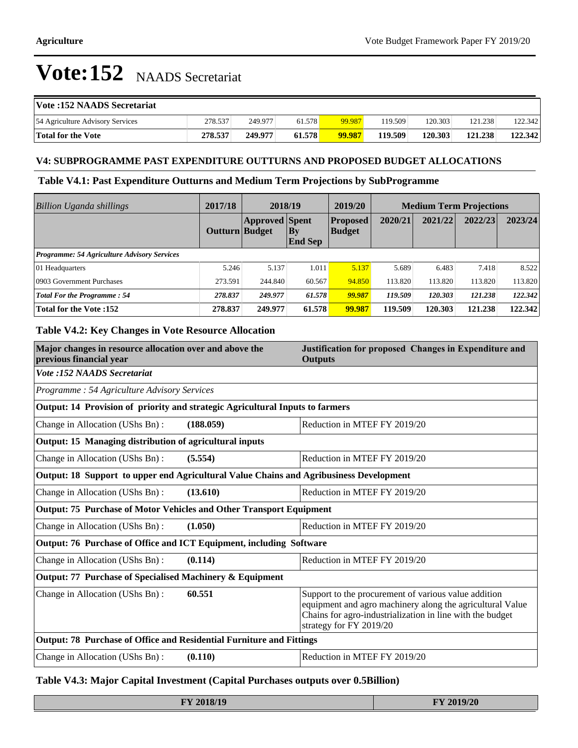# Vote:152 NAADS Secretariat

| Vote :152 NAADS Secretariat | | | | | | | | |
|---|---|---|---|---|---|---|---|---|
| 54 Agriculture Advisory Services | 278.537 | 249.977 | 61.578 | 99.987 | 119.509 | 120.303 | 121.238 | 122.342 |
| **Total for the Vote** | **278.537** | **249.977** | **61.578** | **99.987** | **119.509** | **120.303** | **121.238** | **122.342** |

### V4: SUBPROGRAMME PAST EXPENDITURE OUTTURNS AND PROPOSED BUDGET ALLOCATIONS

### Table V4.1: Past Expenditure Outturns and Medium Term Projections by SubProgramme

| *Billion Uganda shillings* | 2017/18 | 2018/19 | | 2019/20 | Medium Term Projections | | | |
|---|---|---|---|---|---|---|---|---|
| | **Outturn** | **Approved Budget** | **Spent By End Sep** | **Proposed Budget** | **2020/21** | **2021/22** | **2022/23** | **2023/24** |
| ***Programme: 54 Agriculture Advisory Services*** | | | | | | | | |
| 01 Headquarters | 5.246 | 5.137 | 1.011 | 5.137 | 5.689 | 6.483 | 7.418 | 8.522 |
| 0903 Government Purchases | 273.591 | 244.840 | 60.567 | 94.850 | 113.820 | 113.820 | 113.820 | 113.820 |
| ***Total For the Programme : 54*** | ***278.837*** | ***249.977*** | ***61.578*** | ***99.987*** | ***119.509*** | ***120.303*** | ***121.238*** | ***122.342*** |
| **Total for the Vote :152** | **278.837** | **249.977** | **61.578** | **99.987** | **119.509** | **120.303** | **121.238** | **122.342** |

### Table V4.2: Key Changes in Vote Resource Allocation

| **Major changes in resource allocation over and above the previous financial year** | | **Justification for proposed Changes in Expenditure and Outputs** |
|---|---|---|
| ***Vote :152 NAADS Secretariat*** | | |
| *Programme : 54 Agriculture Advisory Services* | | |
| **Output: 14 Provision of priority and strategic Agricultural Inputs to farmers** | | |
| Change in Allocation (UShs Bn) : | **(188.059)** | Reduction in MTEF FY 2019/20 |
| **Output: 15 Managing distribution of agricultural inputs** | | |
| Change in Allocation (UShs Bn) : | **(5.554)** | Reduction in MTEF FY 2019/20 |
| **Output: 18 Support to upper end Agricultural Value Chains and Agribusiness Development** | | |
| Change in Allocation (UShs Bn) : | **(13.610)** | Reduction in MTEF FY 2019/20 |
| **Output: 75 Purchase of Motor Vehicles and Other Transport Equipment** | | |
| Change in Allocation (UShs Bn) : | **(1.050)** | Reduction in MTEF FY 2019/20 |
| **Output: 76 Purchase of Office and ICT Equipment, including Software** | | |
| Change in Allocation (UShs Bn) : | **(0.114)** | Reduction in MTEF FY 2019/20 |
| **Output: 77 Purchase of Specialised Machinery & Equipment** | | |
| Change in Allocation (UShs Bn) : | **60.551** | Support to the procurement of various value addition equipment and agro machinery along the agricultural Value Chains for agro-industrialization in line with the budget strategy for FY 2019/20 |
| **Output: 78 Purchase of Office and Residential Furniture and Fittings** | | |
| Change in Allocation (UShs Bn) : | **(0.110)** | Reduction in MTEF FY 2019/20 |

### Table V4.3: Major Capital Investment (Capital Purchases outputs over 0.5Billion)

| FY 2018/19 | FY 2019/20 |
|---|---|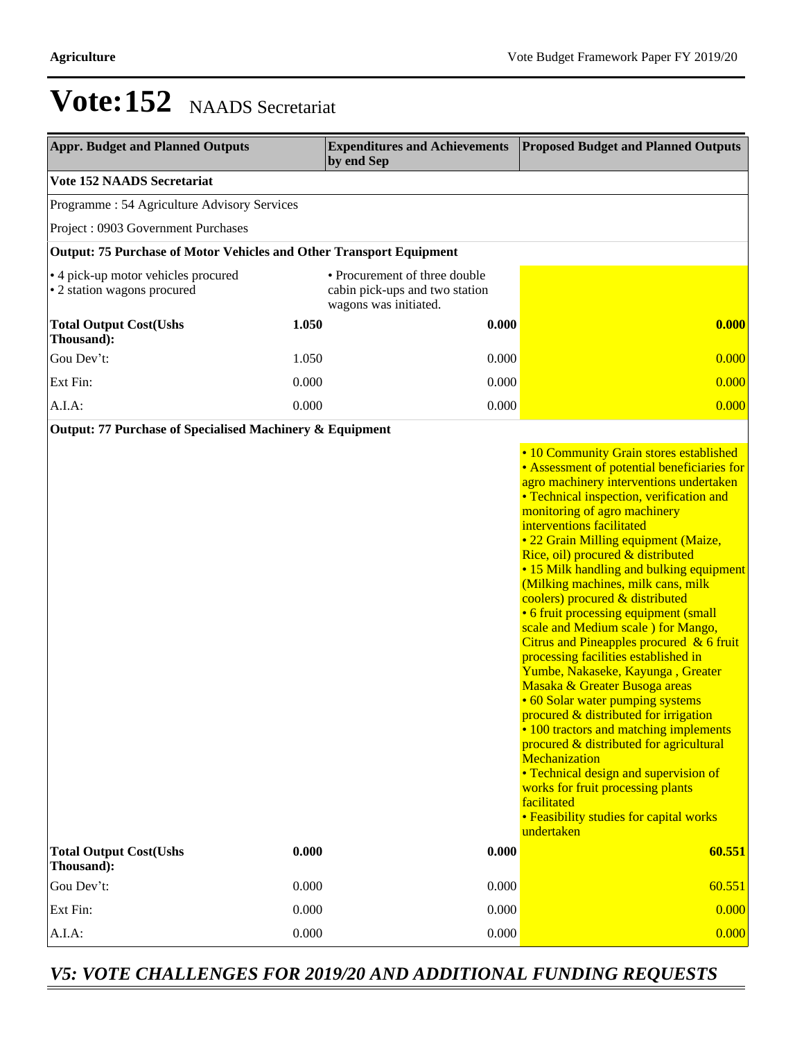# Vote:152 NAADS Secretariat

| Appr. Budget and Planned Outputs | | Expenditures and Achievements by end Sep | Proposed Budget and Planned Outputs |
|---|---|---|---|
| **Vote 152 NAADS Secretariat** | | | |
| Programme : 54 Agriculture Advisory Services | | | |
| Project : 0903 Government Purchases | | | |
| **Output: 75 Purchase of Motor Vehicles and Other Transport Equipment** | | | |
| • 4 pick-up motor vehicles procured<br>• 2 station wagons procured | | • Procurement of three double cabin pick-ups and two station wagons was initiated. | |
| **Total Output Cost(Ushs Thousand):** | **1.050** | **0.000** | **0.000** |
| Gou Dev't: | 1.050 | 0.000 | 0.000 |
| Ext Fin: | 0.000 | 0.000 | 0.000 |
| A.I.A: | 0.000 | 0.000 | 0.000 |
| **Output: 77 Purchase of Specialised Machinery & Equipment** | | | |
| | | | • 10 Community Grain stores established<br>• Assessment of potential beneficiaries for agro machinery interventions undertaken<br>• Technical inspection, verification and monitoring of agro machinery interventions facilitated<br>• 22 Grain Milling equipment (Maize, Rice, oil) procured & distributed<br>• 15 Milk handling and bulking equipment (Milking machines, milk cans, milk coolers) procured & distributed<br>• 6 fruit processing equipment (small scale and Medium scale ) for Mango, Citrus and Pineapples procured & 6 fruit processing facilities established in Yumbe, Nakaseke, Kayunga , Greater Masaka & Greater Busoga areas<br>• 60 Solar water pumping systems procured & distributed for irrigation<br>• 100 tractors and matching implements procured & distributed for agricultural Mechanization<br>• Technical design and supervision of works for fruit processing plants facilitated<br>• Feasibility studies for capital works undertaken |
| **Total Output Cost(Ushs Thousand):** | **0.000** | **0.000** | **60.551** |
| Gou Dev't: | 0.000 | 0.000 | 60.551 |
| Ext Fin: | 0.000 | 0.000 | 0.000 |
| A.I.A: | 0.000 | 0.000 | 0.000 |

## *V5: VOTE CHALLENGES FOR 2019/20 AND ADDITIONAL FUNDING REQUESTS*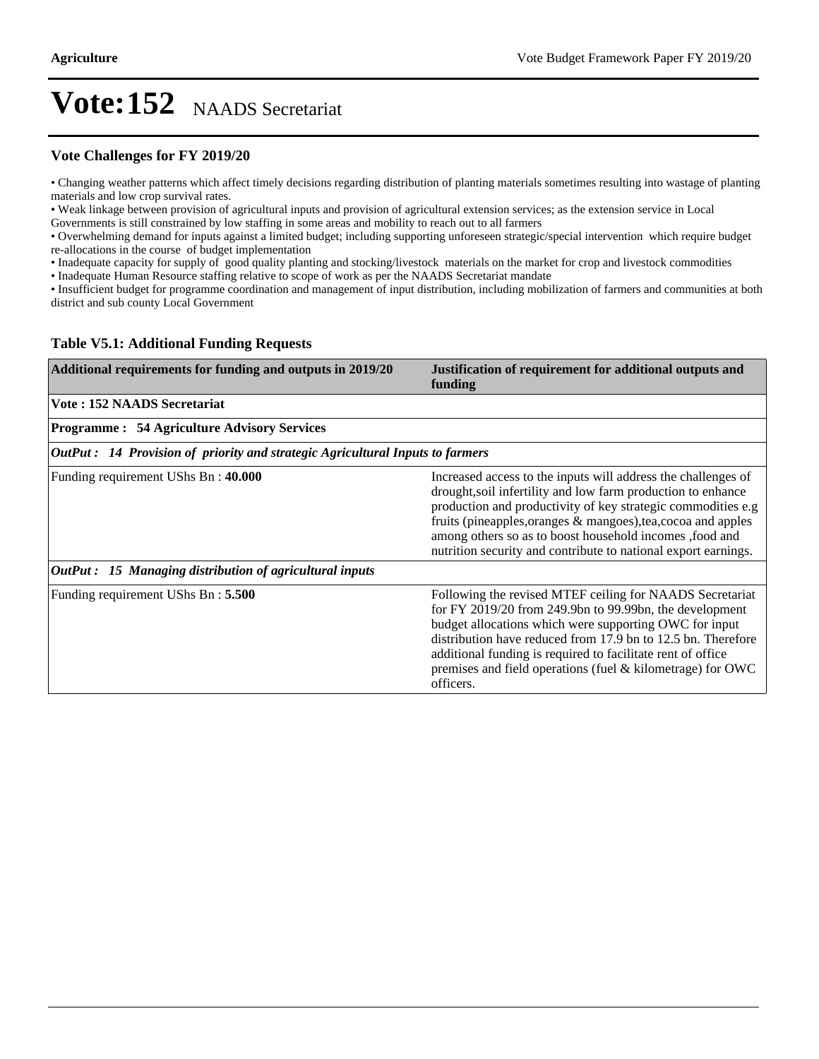# Vote:152 NAADS Secretariat

### Vote Challenges for FY 2019/20

• Changing weather patterns which affect timely decisions regarding distribution of planting materials sometimes resulting into wastage of planting materials and low crop survival rates.
• Weak linkage between provision of agricultural inputs and provision of agricultural extension services; as the extension service in Local Governments is still constrained by low staffing in some areas and mobility to reach out to all farmers
• Overwhelming demand for inputs against a limited budget; including supporting unforeseen strategic/special intervention which require budget re-allocations in the course of budget implementation
• Inadequate capacity for supply of good quality planting and stocking/livestock materials on the market for crop and livestock commodities
• Inadequate Human Resource staffing relative to scope of work as per the NAADS Secretariat mandate
• Insufficient budget for programme coordination and management of input distribution, including mobilization of farmers and communities at both district and sub county Local Government

### Table V5.1: Additional Funding Requests

| **Additional requirements for funding and outputs in 2019/20** | **Justification of requirement for additional outputs and funding** |
|---|---|
| **Vote : 152 NAADS Secretariat** | |
| **Programme : 54 Agriculture Advisory Services** | |
| ***OutPut : 14 Provision of priority and strategic Agricultural Inputs to farmers*** | |
| Funding requirement UShs Bn : **40.000** | Increased access to the inputs will address the challenges of drought,soil infertility and low farm production to enhance production and productivity of key strategic commodities e.g fruits (pineapples,oranges & mangoes),tea,cocoa and apples among others so as to boost household incomes ,food and nutrition security and contribute to national export earnings. |
| ***OutPut : 15 Managing distribution of agricultural inputs*** | |
| Funding requirement UShs Bn : **5.500** | Following the revised MTEF ceiling for NAADS Secretariat for FY 2019/20 from 249.9bn to 99.99bn, the development budget allocations which were supporting OWC for input distribution have reduced from 17.9 bn to 12.5 bn. Therefore additional funding is required to facilitate rent of office premises and field operations (fuel & kilometrage) for OWC officers. |